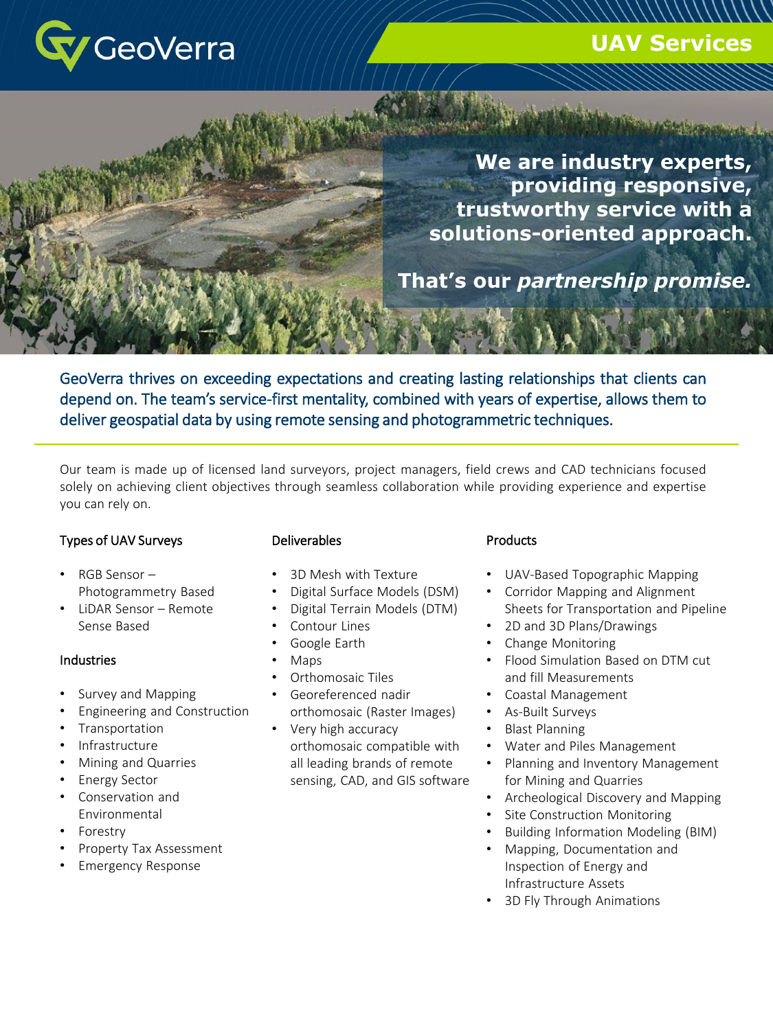GeoVerra

# UAV Services

**We are industry experts, providing responsive, trustworthy service with a solutions-oriented approach.**

**That's our *partnership promise.***

GeoVerra thrives on exceeding expectations and creating lasting relationships that clients can depend on. The team's service-first mentality, combined with years of expertise, allows them to deliver geospatial data by using remote sensing and photogrammetric techniques.

---

Our team is made up of licensed land surveyors, project managers, field crews and CAD technicians focused solely on achieving client objectives through seamless collaboration while providing experience and expertise you can rely on.

### Types of UAV Surveys

- RGB Sensor – Photogrammetry Based
- LiDAR Sensor – Remote Sense Based

### Industries

- Survey and Mapping
- Engineering and Construction
- Transportation
- Infrastructure
- Mining and Quarries
- Energy Sector
- Conservation and Environmental
- Forestry
- Property Tax Assessment
- Emergency Response

### Deliverables

- 3D Mesh with Texture
- Digital Surface Models (DSM)
- Digital Terrain Models (DTM)
- Contour Lines
- Google Earth
- Maps
- Orthomosaic Tiles
- Georeferenced nadir orthomosaic (Raster Images)
- Very high accuracy orthomosaic compatible with all leading brands of remote sensing, CAD, and GIS software

### Products

- UAV-Based Topographic Mapping
- Corridor Mapping and Alignment Sheets for Transportation and Pipeline
- 2D and 3D Plans/Drawings
- Change Monitoring
- Flood Simulation Based on DTM cut and fill Measurements
- Coastal Management
- As-Built Surveys
- Blast Planning
- Water and Piles Management
- Planning and Inventory Management for Mining and Quarries
- Archeological Discovery and Mapping
- Site Construction Monitoring
- Building Information Modeling (BIM)
- Mapping, Documentation and Inspection of Energy and Infrastructure Assets
- 3D Fly Through Animations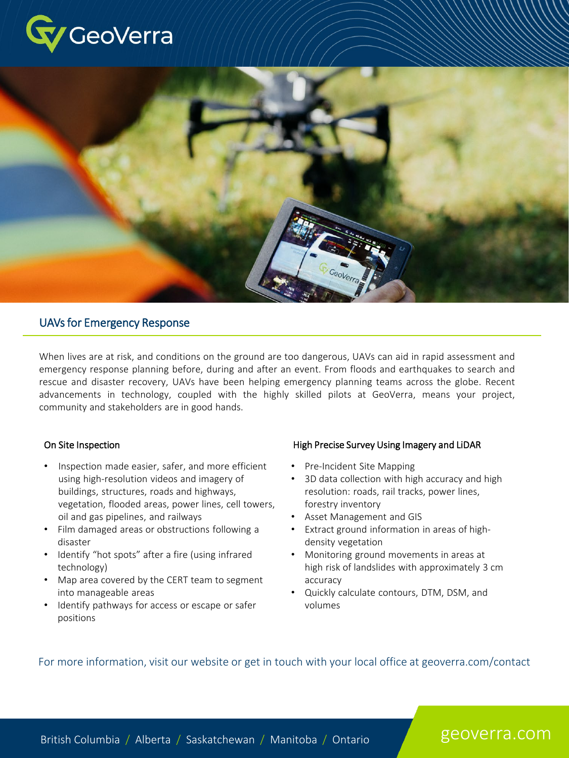GeoVerra

## UAVs for Emergency Response

When lives are at risk, and conditions on the ground are too dangerous, UAVs can aid in rapid assessment and emergency response planning before, during and after an event. From floods and earthquakes to search and rescue and disaster recovery, UAVs have been helping emergency planning teams across the globe. Recent advancements in technology, coupled with the highly skilled pilots at GeoVerra, means your project, community and stakeholders are in good hands.

### On Site Inspection

- Inspection made easier, safer, and more efficient using high-resolution videos and imagery of buildings, structures, roads and highways, vegetation, flooded areas, power lines, cell towers, oil and gas pipelines, and railways
- Film damaged areas or obstructions following a disaster
- Identify “hot spots” after a fire (using infrared technology)
- Map area covered by the CERT team to segment into manageable areas
- Identify pathways for access or escape or safer positions

### High Precise Survey Using Imagery and LiDAR

- Pre-Incident Site Mapping
- 3D data collection with high accuracy and high resolution: roads, rail tracks, power lines, forestry inventory
- Asset Management and GIS
- Extract ground information in areas of high-density vegetation
- Monitoring ground movements in areas at high risk of landslides with approximately 3 cm accuracy
- Quickly calculate contours, DTM, DSM, and volumes

For more information, visit our website or get in touch with your local office at geoverra.com/contact

British Columbia / Alberta / Saskatchewan / Manitoba / Ontario

geoverra.com